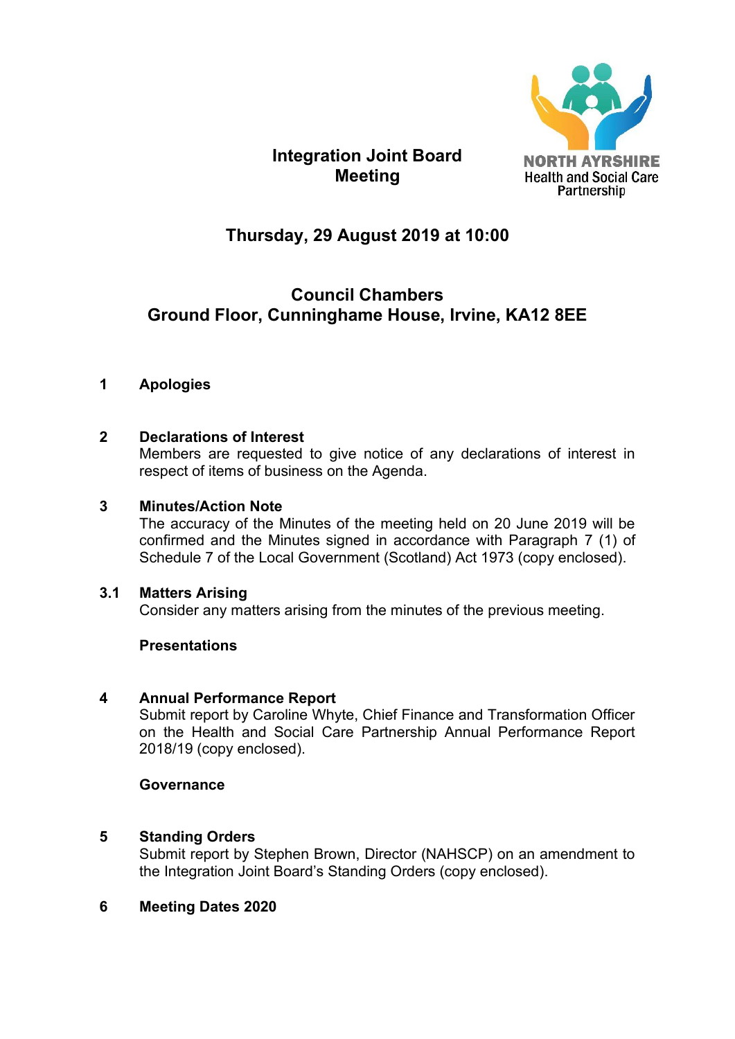# Integration Joint Board Meeting

NORTH AYRSHIRE
Health and Social Care Partnership

## Thursday, 29 August 2019 at 10:00

## Council Chambers
## Ground Floor, Cunninghame House, Irvine, KA12 8EE

**1 Apologies**

**2 Declarations of Interest**
Members are requested to give notice of any declarations of interest in respect of items of business on the Agenda.

**3 Minutes/Action Note**
The accuracy of the Minutes of the meeting held on 20 June 2019 will be confirmed and the Minutes signed in accordance with Paragraph 7 (1) of Schedule 7 of the Local Government (Scotland) Act 1973 (copy enclosed).

**3.1 Matters Arising**
Consider any matters arising from the minutes of the previous meeting.

**Presentations**

**4 Annual Performance Report**
Submit report by Caroline Whyte, Chief Finance and Transformation Officer on the Health and Social Care Partnership Annual Performance Report 2018/19 (copy enclosed).

**Governance**

**5 Standing Orders**
Submit report by Stephen Brown, Director (NAHSCP) on an amendment to the Integration Joint Board's Standing Orders (copy enclosed).

**6 Meeting Dates 2020**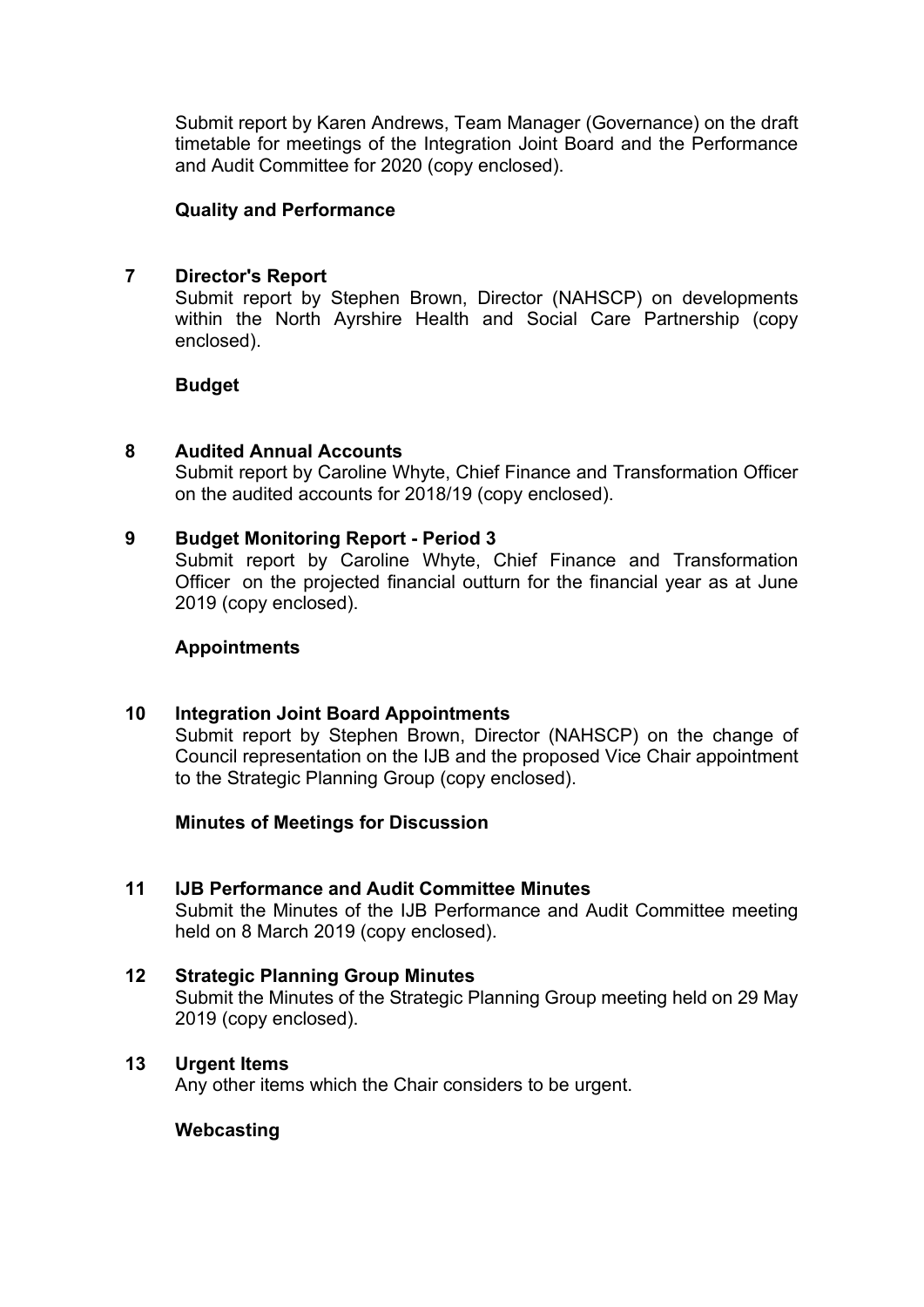Submit report by Karen Andrews, Team Manager (Governance) on the draft timetable for meetings of the Integration Joint Board and the Performance and Audit Committee for 2020 (copy enclosed).

**Quality and Performance**

**7 Director's Report**

Submit report by Stephen Brown, Director (NAHSCP) on developments within the North Ayrshire Health and Social Care Partnership (copy enclosed).

**Budget**

**8 Audited Annual Accounts**

Submit report by Caroline Whyte, Chief Finance and Transformation Officer on the audited accounts for 2018/19 (copy enclosed).

**9 Budget Monitoring Report - Period 3**

Submit report by Caroline Whyte, Chief Finance and Transformation Officer on the projected financial outturn for the financial year as at June 2019 (copy enclosed).

**Appointments**

**10 Integration Joint Board Appointments**

Submit report by Stephen Brown, Director (NAHSCP) on the change of Council representation on the IJB and the proposed Vice Chair appointment to the Strategic Planning Group (copy enclosed).

**Minutes of Meetings for Discussion**

**11 IJB Performance and Audit Committee Minutes**

Submit the Minutes of the IJB Performance and Audit Committee meeting held on 8 March 2019 (copy enclosed).

**12 Strategic Planning Group Minutes**

Submit the Minutes of the Strategic Planning Group meeting held on 29 May 2019 (copy enclosed).

**13 Urgent Items**

Any other items which the Chair considers to be urgent.

**Webcasting**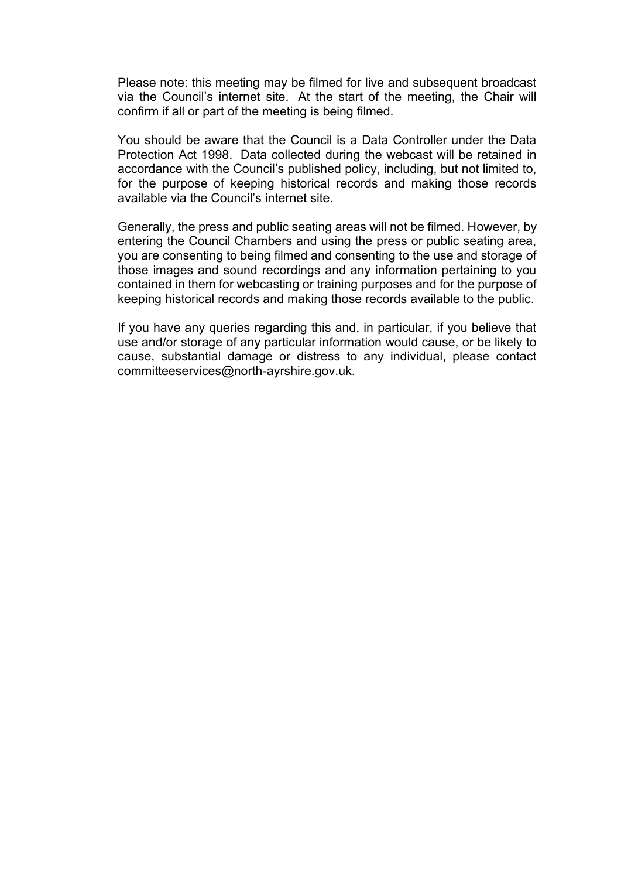Please note: this meeting may be filmed for live and subsequent broadcast via the Council's internet site. At the start of the meeting, the Chair will confirm if all or part of the meeting is being filmed.

You should be aware that the Council is a Data Controller under the Data Protection Act 1998. Data collected during the webcast will be retained in accordance with the Council's published policy, including, but not limited to, for the purpose of keeping historical records and making those records available via the Council's internet site.

Generally, the press and public seating areas will not be filmed. However, by entering the Council Chambers and using the press or public seating area, you are consenting to being filmed and consenting to the use and storage of those images and sound recordings and any information pertaining to you contained in them for webcasting or training purposes and for the purpose of keeping historical records and making those records available to the public.

If you have any queries regarding this and, in particular, if you believe that use and/or storage of any particular information would cause, or be likely to cause, substantial damage or distress to any individual, please contact committeeservices@north-ayrshire.gov.uk.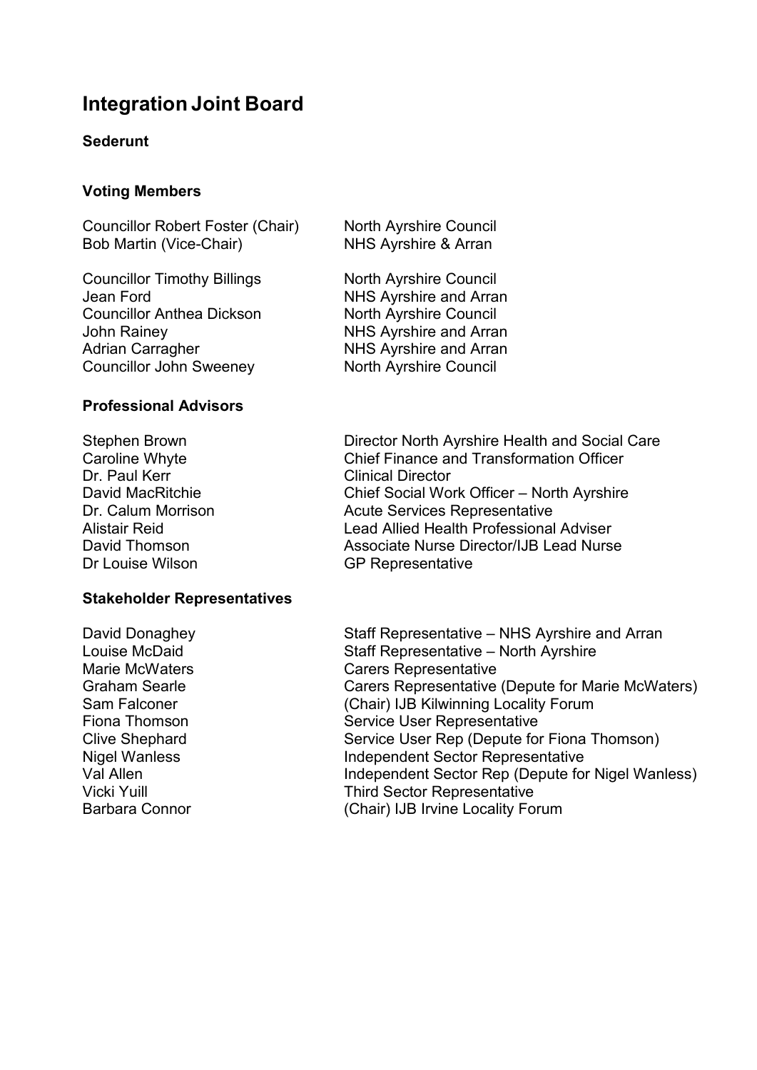# Integration Joint Board

### Sederunt

### Voting Members

| | |
|---|---|
| Councillor Robert Foster (Chair) | North Ayrshire Council |
| Bob Martin (Vice-Chair) | NHS Ayrshire & Arran |
| Councillor Timothy Billings | North Ayrshire Council |
| Jean Ford | NHS Ayrshire and Arran |
| Councillor Anthea Dickson | North Ayrshire Council |
| John Rainey | NHS Ayrshire and Arran |
| Adrian Carragher | NHS Ayrshire and Arran |
| Councillor John Sweeney | North Ayrshire Council |

### Professional Advisors

| | |
|---|---|
| Stephen Brown | Director North Ayrshire Health and Social Care |
| Caroline Whyte | Chief Finance and Transformation Officer |
| Dr. Paul Kerr | Clinical Director |
| David MacRitchie | Chief Social Work Officer – North Ayrshire |
| Dr. Calum Morrison | Acute Services Representative |
| Alistair Reid | Lead Allied Health Professional Adviser |
| David Thomson | Associate Nurse Director/IJB Lead Nurse |
| Dr Louise Wilson | GP Representative |

### Stakeholder Representatives

| | |
|---|---|
| David Donaghey | Staff Representative – NHS Ayrshire and Arran |
| Louise McDaid | Staff Representative – North Ayrshire |
| Marie McWaters | Carers Representative |
| Graham Searle | Carers Representative (Depute for Marie McWaters) |
| Sam Falconer | (Chair) IJB Kilwinning Locality Forum |
| Fiona Thomson | Service User Representative |
| Clive Shephard | Service User Rep (Depute for Fiona Thomson) |
| Nigel Wanless | Independent Sector Representative |
| Val Allen | Independent Sector Rep (Depute for Nigel Wanless) |
| Vicki Yuill | Third Sector Representative |
| Barbara Connor | (Chair) IJB Irvine Locality Forum |